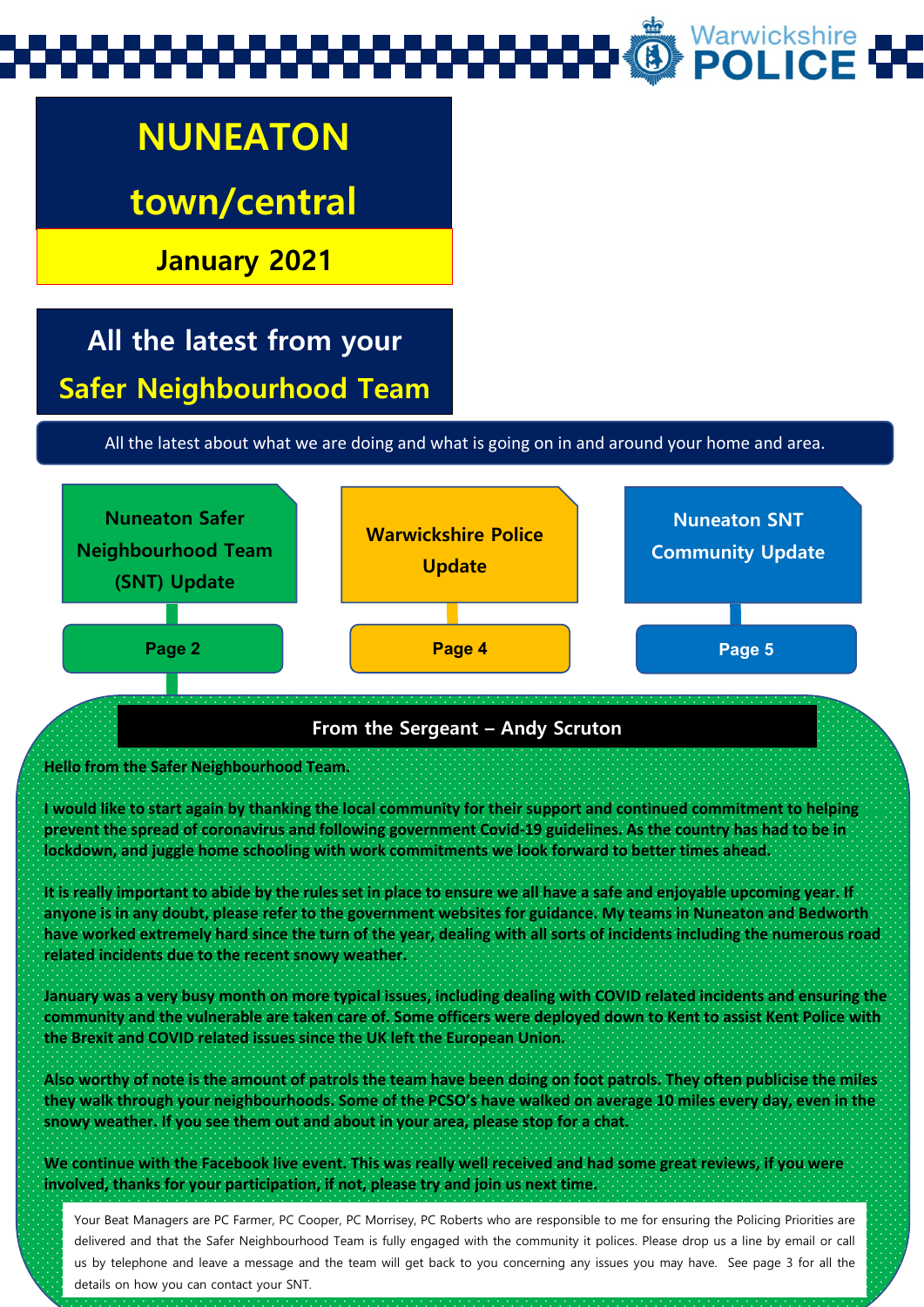Warwickshire POLICE

# NUNEATON town/central

**January 2021**

## All the latest from your Safer Neighbourhood Team

All the latest about what we are doing and what is going on in and around your home and area.

- **Nuneaton Safer Neighbourhood Team (SNT) Update** – Page 2
- **Warwickshire Police Update** – Page 4
- **Nuneaton SNT Community Update** – Page 5

### From the Sergeant – Andy Scruton

**Hello from the Safer Neighbourhood Team.**

**I would like to start again by thanking the local community for their support and continued commitment to helping prevent the spread of coronavirus and following government Covid-19 guidelines. As the country has had to be in lockdown, and juggle home schooling with work commitments we look forward to better times ahead.**

**It is really important to abide by the rules set in place to ensure we all have a safe and enjoyable upcoming year. If anyone is in any doubt, please refer to the government websites for guidance. My teams in Nuneaton and Bedworth have worked extremely hard since the turn of the year, dealing with all sorts of incidents including the numerous road related incidents due to the recent snowy weather.**

**January was a very busy month on more typical issues, including dealing with COVID related incidents and ensuring the community and the vulnerable are taken care of. Some officers were deployed down to Kent to assist Kent Police with the Brexit and COVID related issues since the UK left the European Union.**

**Also worthy of note is the amount of patrols the team have been doing on foot patrols. They often publicise the miles they walk through your neighbourhoods. Some of the PCSO's have walked on average 10 miles every day, even in the snowy weather. If you see them out and about in your area, please stop for a chat.**

**We continue with the Facebook live event. This was really well received and had some great reviews, if you were involved, thanks for your participation, if not, please try and join us next time.**

Your Beat Managers are PC Farmer, PC Cooper, PC Morrisey, PC Roberts who are responsible to me for ensuring the Policing Priorities are delivered and that the Safer Neighbourhood Team is fully engaged with the community it polices. Please drop us a line by email or call us by telephone and leave a message and the team will get back to you concerning any issues you may have. See page 3 for all the details on how you can contact your SNT.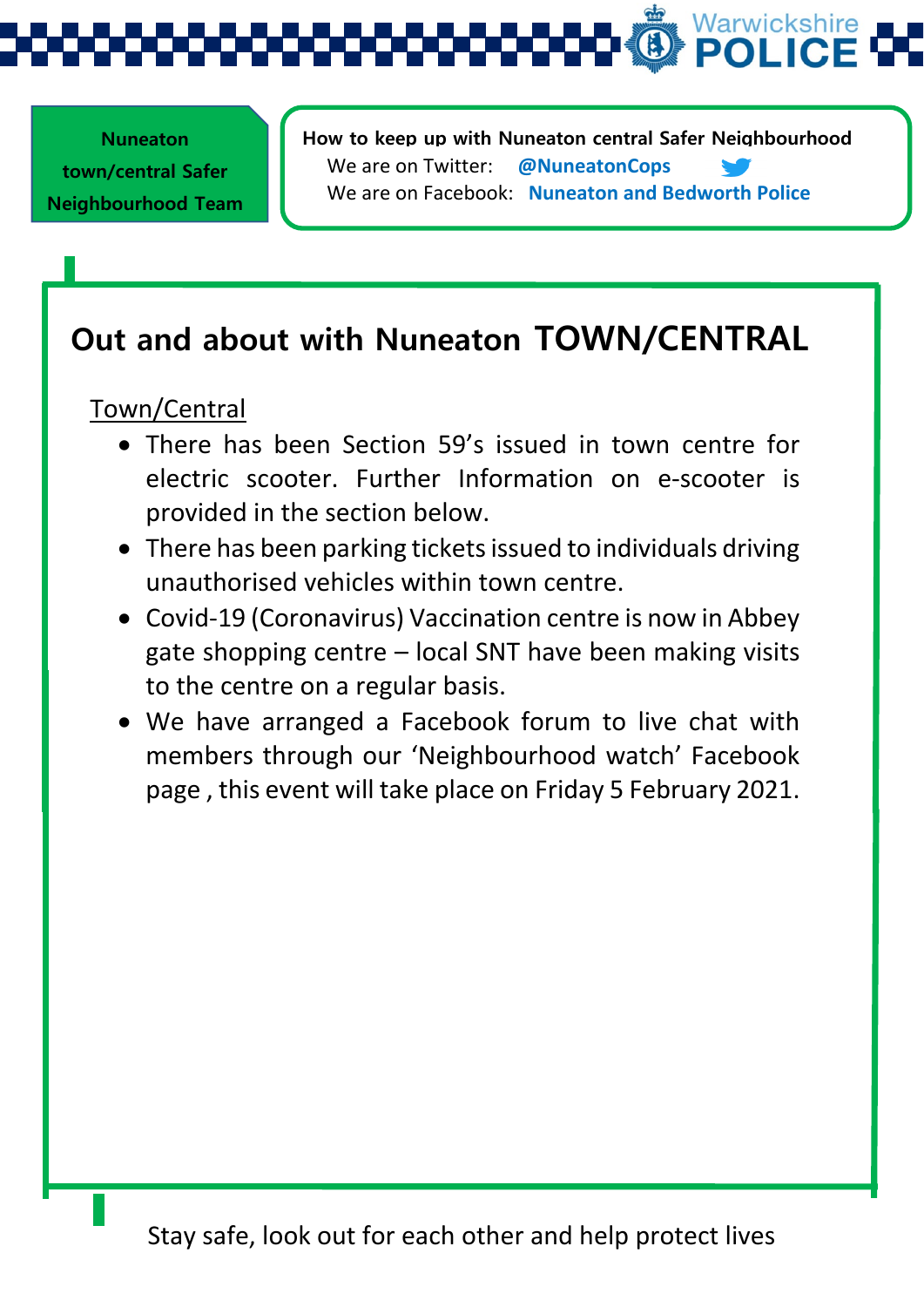**Nuneaton town/central Safer Neighbourhood Team**

**How to keep up with Nuneaton central Safer Neighbourhood**

We are on Twitter: **@NuneatonCops**

We are on Facebook: **Nuneaton and Bedworth Police**

## Out and about with Nuneaton TOWN/CENTRAL

Town/Central

- There has been Section 59's issued in town centre for electric scooter. Further Information on e-scooter is provided in the section below.
- There has been parking tickets issued to individuals driving unauthorised vehicles within town centre.
- Covid-19 (Coronavirus) Vaccination centre is now in Abbey gate shopping centre – local SNT have been making visits to the centre on a regular basis.
- We have arranged a Facebook forum to live chat with members through our 'Neighbourhood watch' Facebook page , this event will take place on Friday 5 February 2021.

Stay safe, look out for each other and help protect lives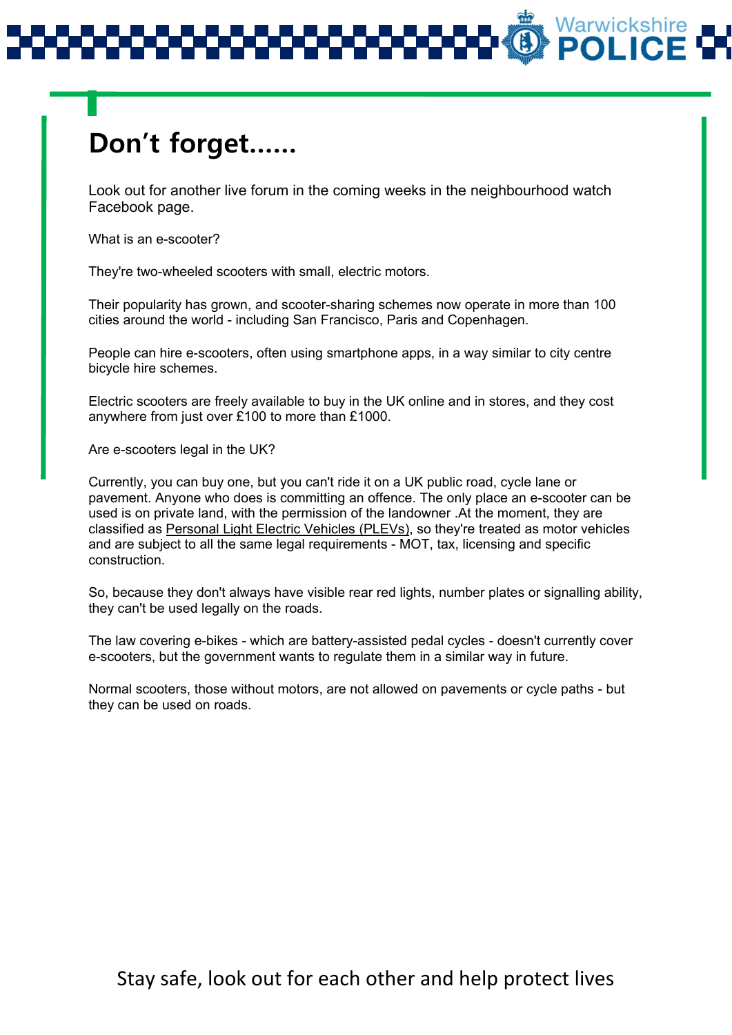# Don't forget......

Look out for another live forum in the coming weeks in the neighbourhood watch Facebook page.

What is an e-scooter?

They're two-wheeled scooters with small, electric motors.

Their popularity has grown, and scooter-sharing schemes now operate in more than 100 cities around the world - including San Francisco, Paris and Copenhagen.

People can hire e-scooters, often using smartphone apps, in a way similar to city centre bicycle hire schemes.

Electric scooters are freely available to buy in the UK online and in stores, and they cost anywhere from just over £100 to more than £1000.

Are e-scooters legal in the UK?

Currently, you can buy one, but you can't ride it on a UK public road, cycle lane or pavement. Anyone who does is committing an offence. The only place an e-scooter can be used is on private land, with the permission of the landowner .At the moment, they are classified as Personal Light Electric Vehicles (PLEVs), so they're treated as motor vehicles and are subject to all the same legal requirements - MOT, tax, licensing and specific construction.

So, because they don't always have visible rear red lights, number plates or signalling ability, they can't be used legally on the roads.

The law covering e-bikes - which are battery-assisted pedal cycles - doesn't currently cover e-scooters, but the government wants to regulate them in a similar way in future.

Normal scooters, those without motors, are not allowed on pavements or cycle paths - but they can be used on roads.

Stay safe, look out for each other and help protect lives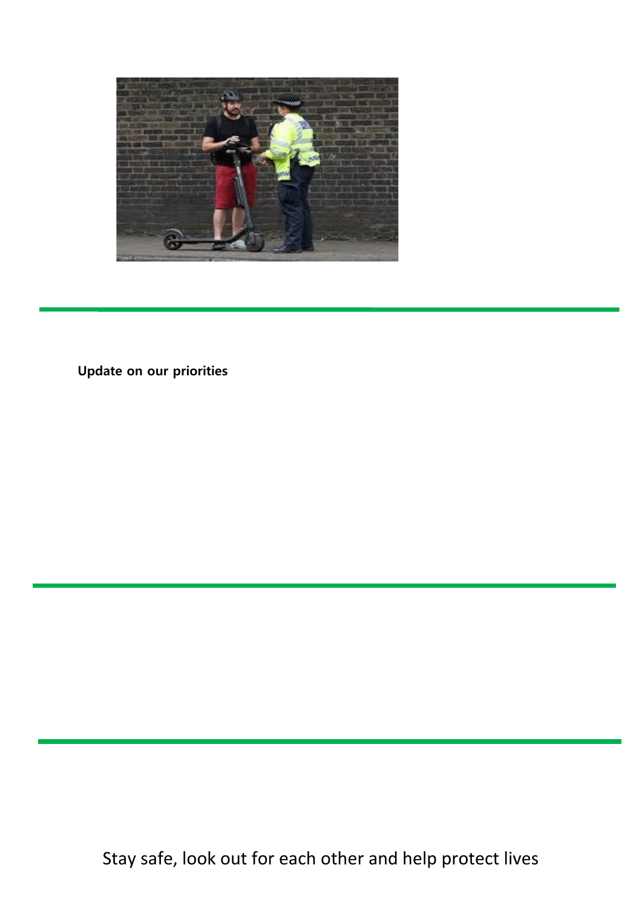**Update on our priorities**

Stay safe, look out for each other and help protect lives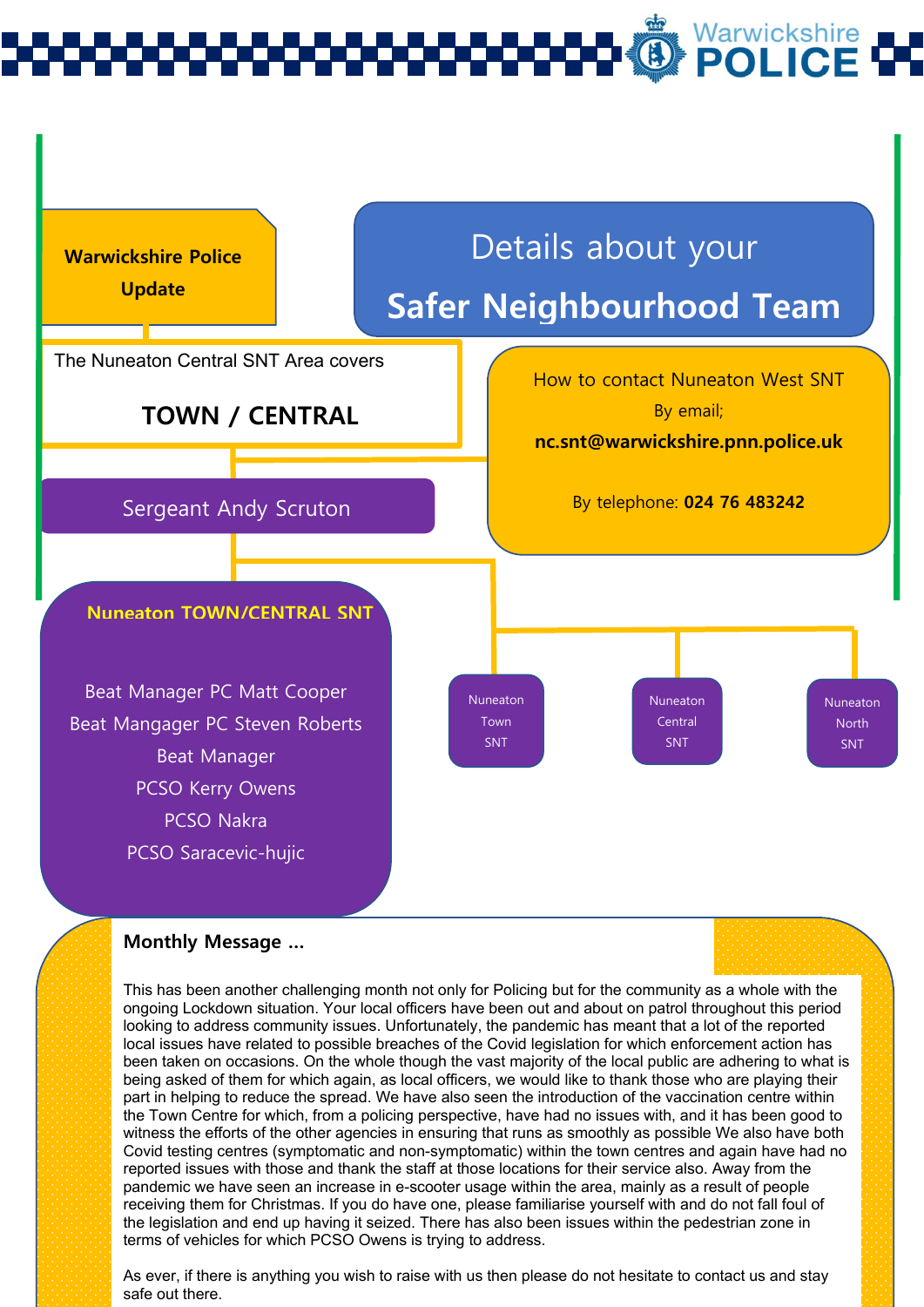**Warwickshire Police Update**

# Details about your Safer Neighbourhood Team

The Nuneaton Central SNT Area covers

**TOWN / CENTRAL**

How to contact Nuneaton West SNT

By email;

**nc.snt@warwickshire.pnn.police.uk**

By telephone: **024 76 483242**

Sergeant Andy Scruton

**Nuneaton TOWN/CENTRAL SNT**

Beat Manager PC Matt Cooper
Beat Mangager PC Steven Roberts
Beat Manager
PCSO Kerry Owens
PCSO Nakra
PCSO Saracevic-hujic

Nuneaton Town SNT

Nuneaton Central SNT

Nuneaton North SNT

**Monthly Message ...**

This has been another challenging month not only for Policing but for the community as a whole with the ongoing Lockdown situation. Your local officers have been out and about on patrol throughout this period looking to address community issues. Unfortunately, the pandemic has meant that a lot of the reported local issues have related to possible breaches of the Covid legislation for which enforcement action has been taken on occasions. On the whole though the vast majority of the local public are adhering to what is being asked of them for which again, as local officers, we would like to thank those who are playing their part in helping to reduce the spread. We have also seen the introduction of the vaccination centre within the Town Centre for which, from a policing perspective, have had no issues with, and it has been good to witness the efforts of the other agencies in ensuring that runs as smoothly as possible We also have both Covid testing centres (symptomatic and non-symptomatic) within the town centres and again have had no reported issues with those and thank the staff at those locations for their service also. Away from the pandemic we have seen an increase in e-scooter usage within the area, mainly as a result of people receiving them for Christmas. If you do have one, please familiarise yourself with and do not fall foul of the legislation and end up having it seized. There has also been issues within the pedestrian zone in terms of vehicles for which PCSO Owens is trying to address.

As ever, if there is anything you wish to raise with us then please do not hesitate to contact us and stay safe out there.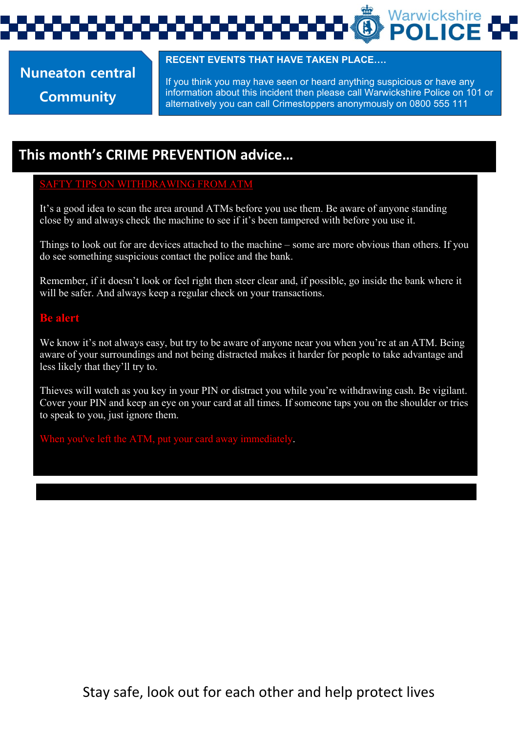# Nuneaton central Community

**RECENT EVENTS THAT HAVE TAKEN PLACE….**

If you think you may have seen or heard anything suspicious or have any information about this incident then please call Warwickshire Police on 101 or alternatively you can call Crimestoppers anonymously on 0800 555 111

## This month's CRIME PREVENTION advice…

SAFTY TIPS ON WITHDRAWING FROM ATM

It's a good idea to scan the area around ATMs before you use them. Be aware of anyone standing close by and always check the machine to see if it's been tampered with before you use it.

Things to look out for are devices attached to the machine – some are more obvious than others. If you do see something suspicious contact the police and the bank.

Remember, if it doesn't look or feel right then steer clear and, if possible, go inside the bank where it will be safer. And always keep a regular check on your transactions.

**Be alert**

We know it's not always easy, but try to be aware of anyone near you when you're at an ATM. Being aware of your surroundings and not being distracted makes it harder for people to take advantage and less likely that they'll try to.

Thieves will watch as you key in your PIN or distract you while you're withdrawing cash. Be vigilant. Cover your PIN and keep an eye on your card at all times. If someone taps you on the shoulder or tries to speak to you, just ignore them.

When you've left the ATM, put your card away immediately.

Stay safe, look out for each other and help protect lives